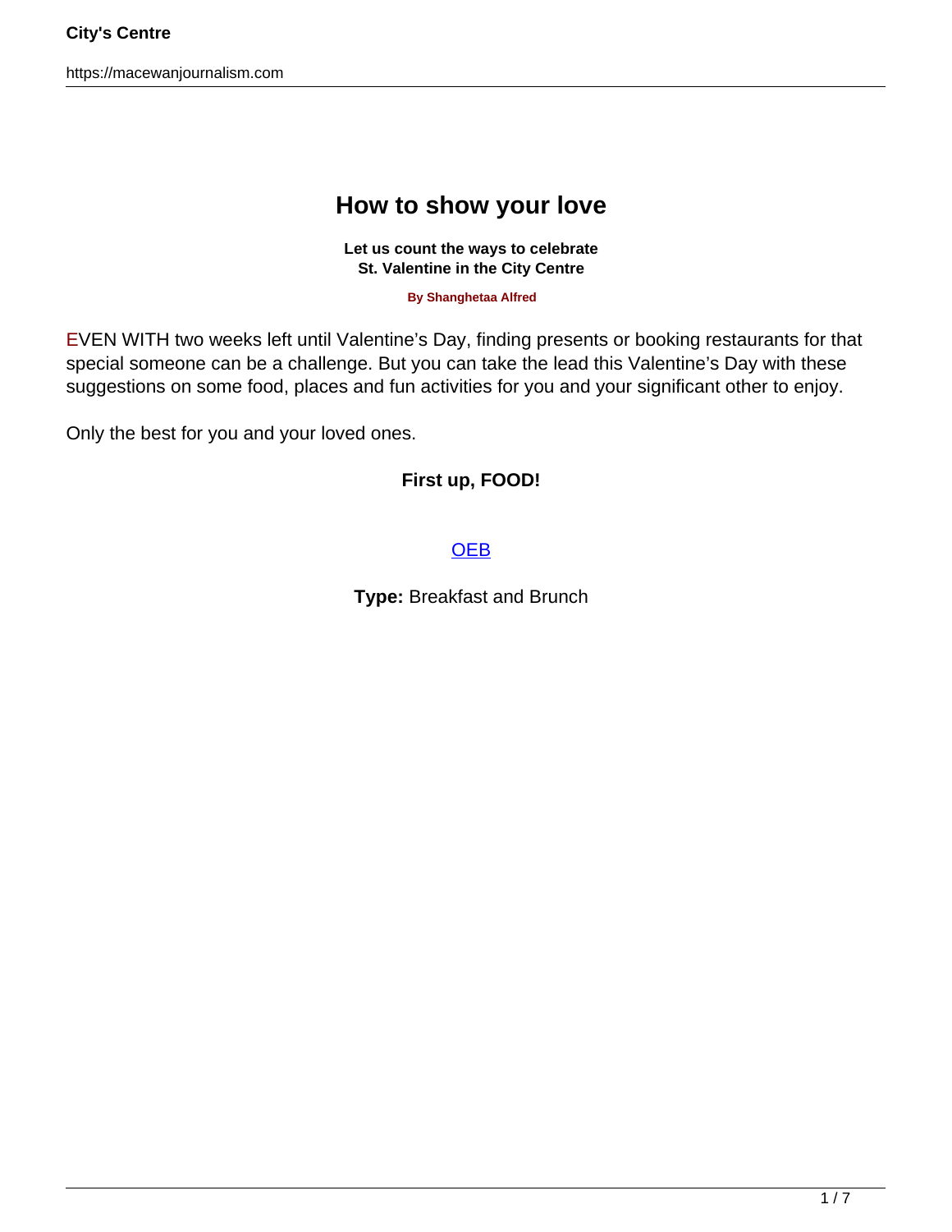# How to show your love

**Let us count the ways to celebrate St. Valentine in the City Centre**

**By Shanghetaa Alfred**

EVEN WITH two weeks left until Valentine's Day, finding presents or booking restaurants for that special someone can be a challenge. But you can take the lead this Valentine's Day with these suggestions on some food, places and fun activities for you and your significant other to enjoy.

Only the best for you and your loved ones.

**First up, FOOD!**

OEB

**Type:** Breakfast and Brunch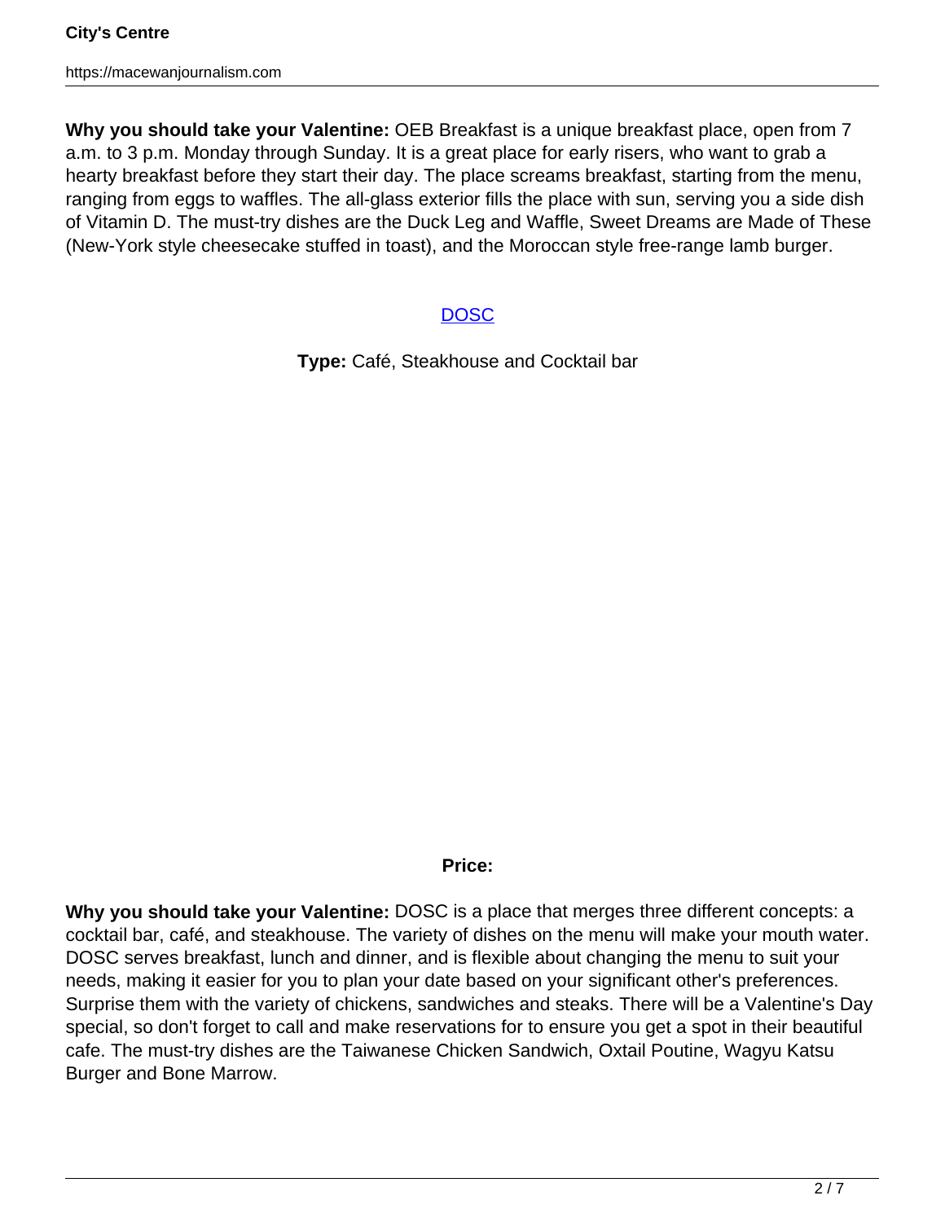**Why you should take your Valentine:** OEB Breakfast is a unique breakfast place, open from 7 a.m. to 3 p.m. Monday through Sunday. It is a great place for early risers, who want to grab a hearty breakfast before they start their day. The place screams breakfast, starting from the menu, ranging from eggs to waffles. The all-glass exterior fills the place with sun, serving you a side dish of Vitamin D. The must-try dishes are the Duck Leg and Waffle, Sweet Dreams are Made of These (New-York style cheesecake stuffed in toast), and the Moroccan style free-range lamb burger.

## DOSC

**Type:** Café, Steakhouse and Cocktail bar

**Price:**

**Why you should take your Valentine:** DOSC is a place that merges three different concepts: a cocktail bar, café, and steakhouse. The variety of dishes on the menu will make your mouth water. DOSC serves breakfast, lunch and dinner, and is flexible about changing the menu to suit your needs, making it easier for you to plan your date based on your significant other's preferences. Surprise them with the variety of chickens, sandwiches and steaks. There will be a Valentine's Day special, so don't forget to call and make reservations for to ensure you get a spot in their beautiful cafe. The must-try dishes are the Taiwanese Chicken Sandwich, Oxtail Poutine, Wagyu Katsu Burger and Bone Marrow.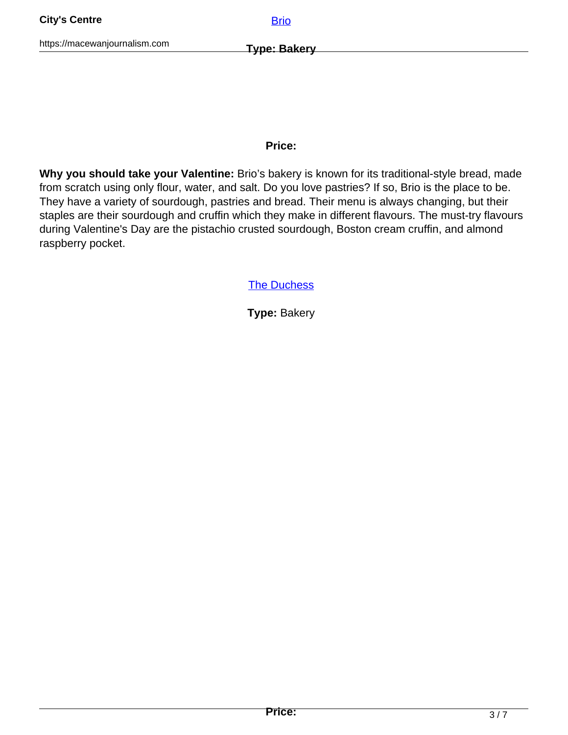[Brio](#)

**Type: Bakery**

**Price:**

**Why you should take your Valentine:** Brio's bakery is known for its traditional-style bread, made from scratch using only flour, water, and salt. Do you love pastries? If so, Brio is the place to be. They have a variety of sourdough, pastries and bread. Their menu is always changing, but their staples are their sourdough and cruffin which they make in different flavours. The must-try flavours during Valentine's Day are the pistachio crusted sourdough, Boston cream cruffin, and almond raspberry pocket.

[The Duchess](#)

**Type:** Bakery

**Price:**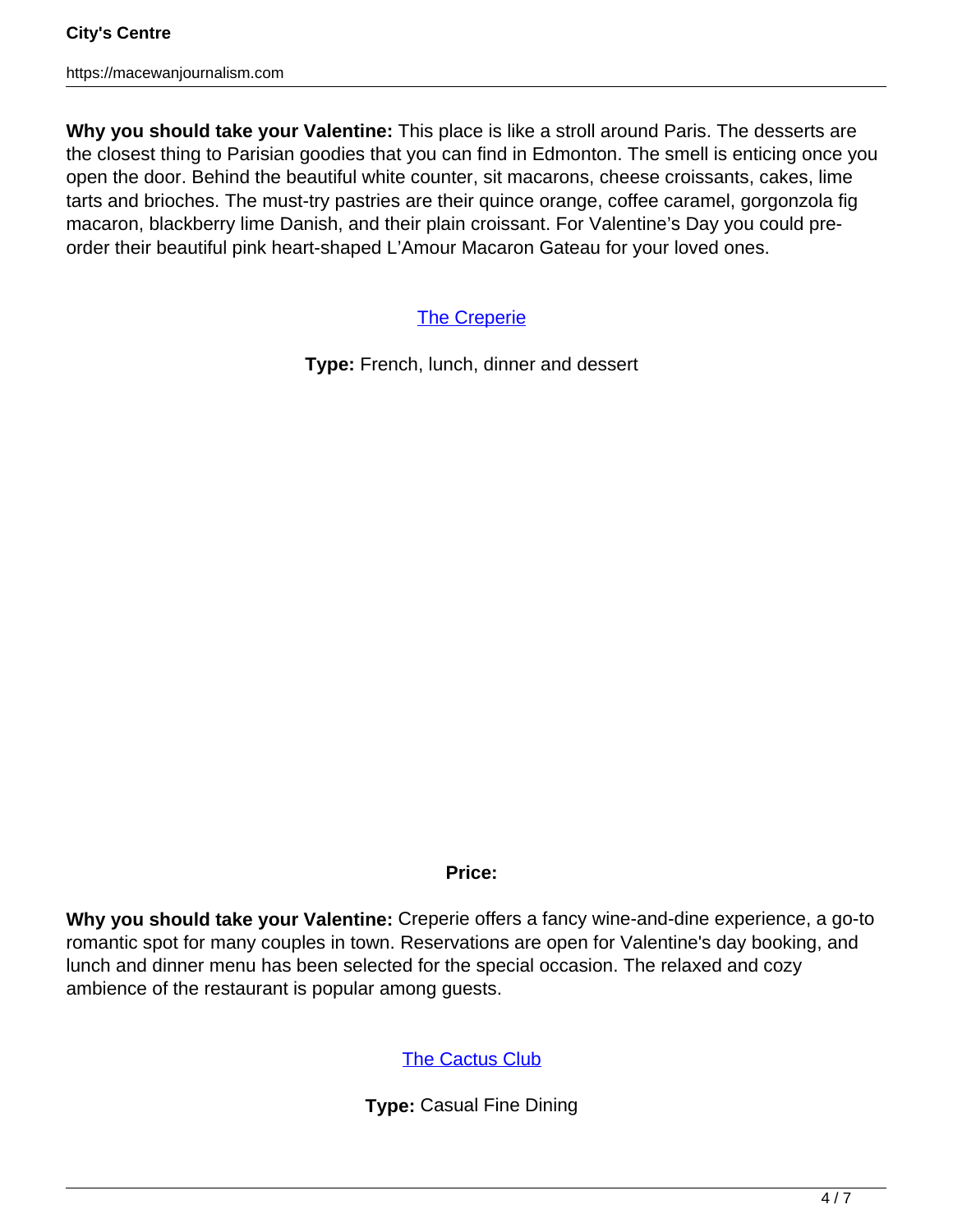**Why you should take your Valentine:** This place is like a stroll around Paris. The desserts are the closest thing to Parisian goodies that you can find in Edmonton. The smell is enticing once you open the door. Behind the beautiful white counter, sit macarons, cheese croissants, cakes, lime tarts and brioches. The must-try pastries are their quince orange, coffee caramel, gorgonzola fig macaron, blackberry lime Danish, and their plain croissant. For Valentine's Day you could pre-order their beautiful pink heart-shaped L'Amour Macaron Gateau for your loved ones.

The Creperie

**Type:** French, lunch, dinner and dessert

**Price:**

**Why you should take your Valentine:** Creperie offers a fancy wine-and-dine experience, a go-to romantic spot for many couples in town. Reservations are open for Valentine's day booking, and lunch and dinner menu has been selected for the special occasion. The relaxed and cozy ambience of the restaurant is popular among guests.

The Cactus Club

**Type:** Casual Fine Dining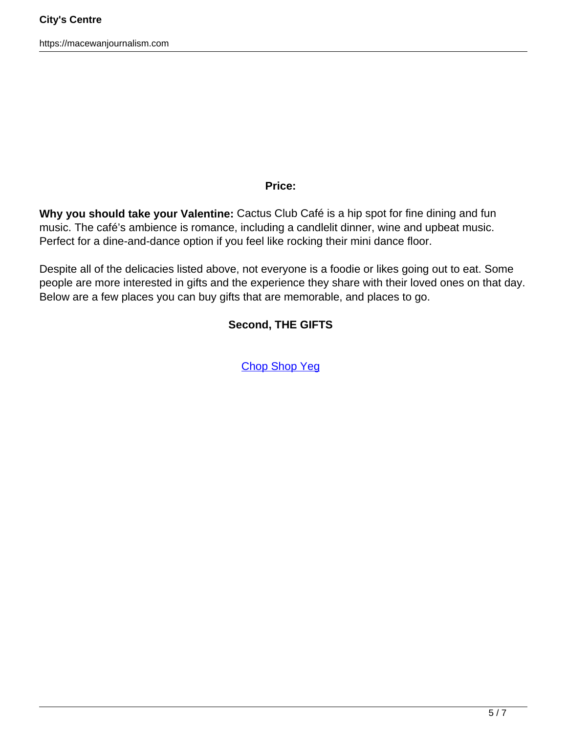**Price:**

**Why you should take your Valentine:** Cactus Club Café is a hip spot for fine dining and fun music. The café's ambience is romance, including a candlelit dinner, wine and upbeat music. Perfect for a dine-and-dance option if you feel like rocking their mini dance floor.

Despite all of the delicacies listed above, not everyone is a foodie or likes going out to eat. Some people are more interested in gifts and the experience they share with their loved ones on that day. Below are a few places you can buy gifts that are memorable, and places to go.

**Second, THE GIFTS**

Chop Shop Yeg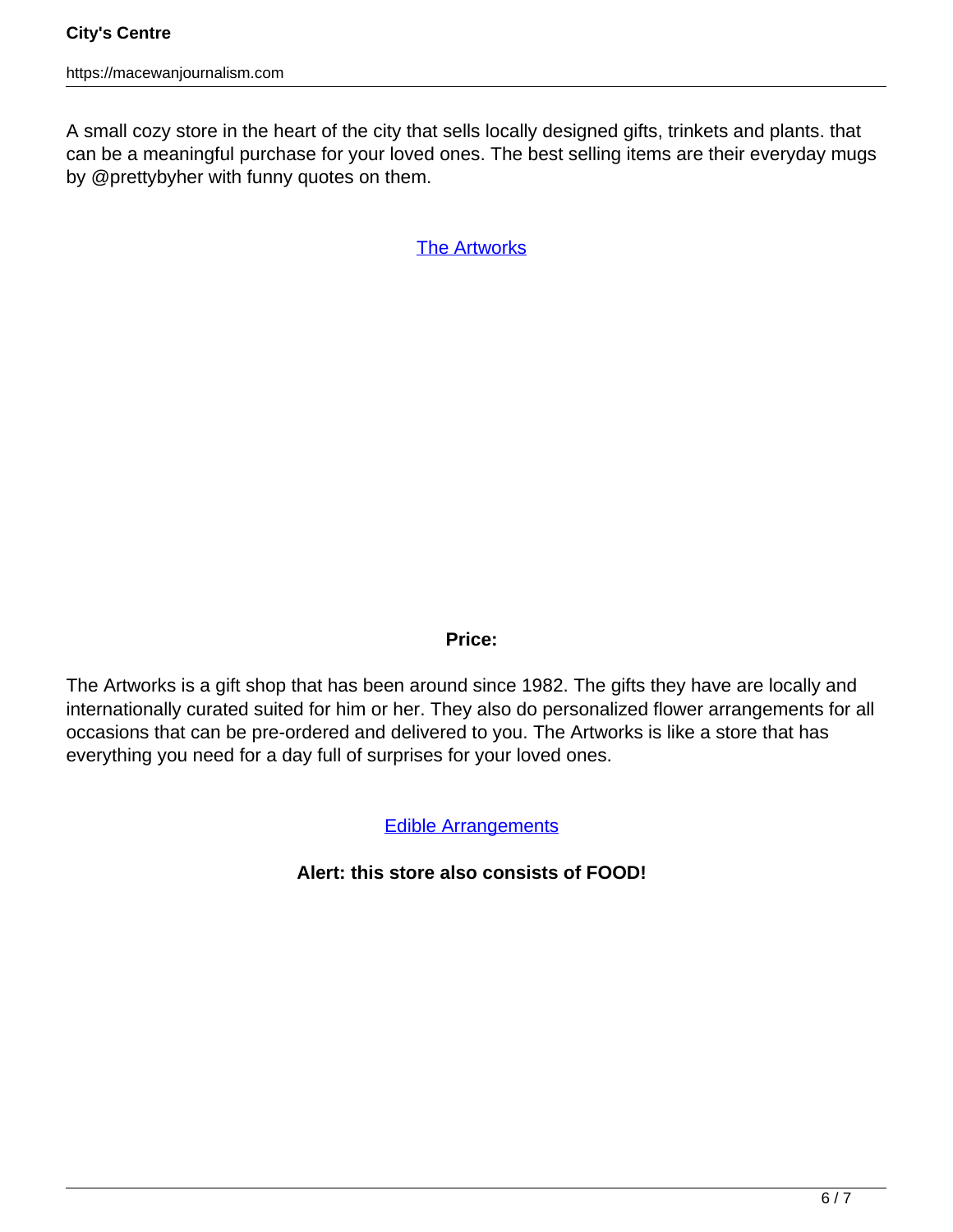A small cozy store in the heart of the city that sells locally designed gifts, trinkets and plants. that can be a meaningful purchase for your loved ones. The best selling items are their everyday mugs by @prettybyher with funny quotes on them.

The Artworks

**Price:**

The Artworks is a gift shop that has been around since 1982. The gifts they have are locally and internationally curated suited for him or her. They also do personalized flower arrangements for all occasions that can be pre-ordered and delivered to you. The Artworks is like a store that has everything you need for a day full of surprises for your loved ones.

Edible Arrangements

**Alert: this store also consists of FOOD!**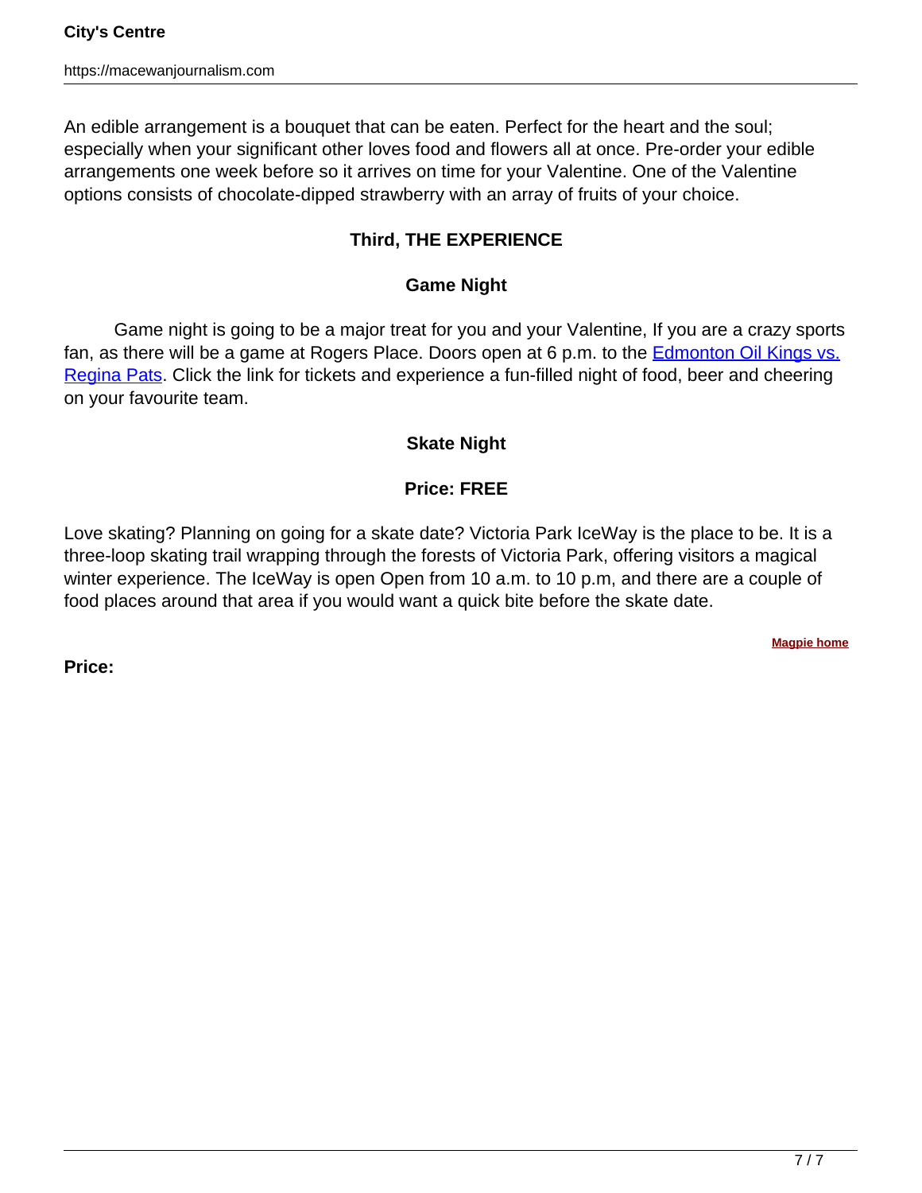An edible arrangement is a bouquet that can be eaten. Perfect for the heart and the soul; especially when your significant other loves food and flowers all at once. Pre-order your edible arrangements one week before so it arrives on time for your Valentine. One of the Valentine options consists of chocolate-dipped strawberry with an array of fruits of your choice.

### Third, THE EXPERIENCE

#### Game Night

Game night is going to be a major treat for you and your Valentine, If you are a crazy sports fan, as there will be a game at Rogers Place. Doors open at 6 p.m. to the Edmonton Oil Kings vs. Regina Pats. Click the link for tickets and experience a fun-filled night of food, beer and cheering on your favourite team.

#### Skate Night

**Price: FREE**

Love skating? Planning on going for a skate date? Victoria Park IceWay is the place to be. It is a three-loop skating trail wrapping through the forests of Victoria Park, offering visitors a magical winter experience. The IceWay is open Open from 10 a.m. to 10 p.m, and there are a couple of food places around that area if you would want a quick bite before the skate date.

Magpie home

**Price:**